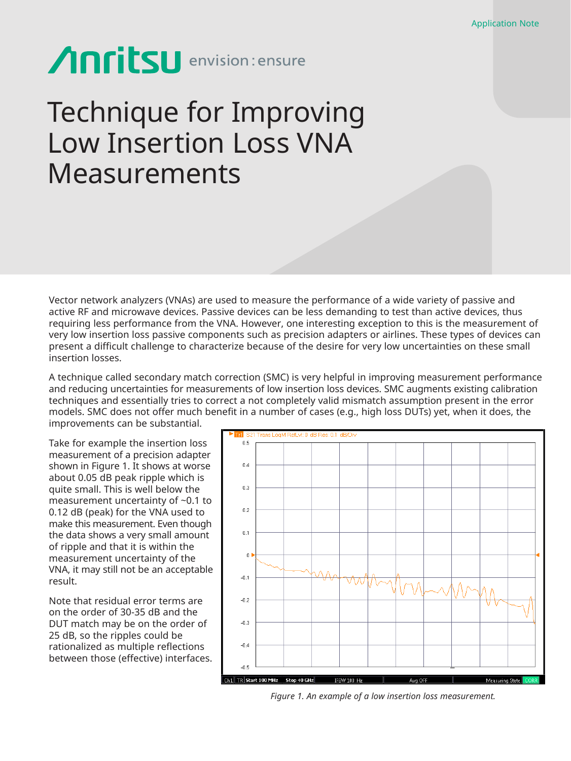Application Note

Anritsu envision : ensure

# Technique for Improving Low Insertion Loss VNA Measurements

Vector network analyzers (VNAs) are used to measure the performance of a wide variety of passive and active RF and microwave devices. Passive devices can be less demanding to test than active devices, thus requiring less performance from the VNA. However, one interesting exception to this is the measurement of very low insertion loss passive components such as precision adapters or airlines. These types of devices can present a difficult challenge to characterize because of the desire for very low uncertainties on these small insertion losses.

A technique called secondary match correction (SMC) is very helpful in improving measurement performance and reducing uncertainties for measurements of low insertion loss devices. SMC augments existing calibration techniques and essentially tries to correct a not completely valid mismatch assumption present in the error models. SMC does not offer much benefit in a number of cases (e.g., high loss DUTs) yet, when it does, the improvements can be substantial.

Take for example the insertion loss measurement of a precision adapter shown in Figure 1. It shows at worse about 0.05 dB peak ripple which is quite small. This is well below the measurement uncertainty of ~0.1 to 0.12 dB (peak) for the VNA used to make this measurement. Even though the data shows a very small amount of ripple and that it is within the measurement uncertainty of the VNA, it may still not be an acceptable result.

Note that residual error terms are on the order of 30-35 dB and the DUT match may be on the order of 25 dB, so the ripples could be rationalized as multiple reflections between those (effective) interfaces.

*Figure 1. An example of a low insertion loss measurement.*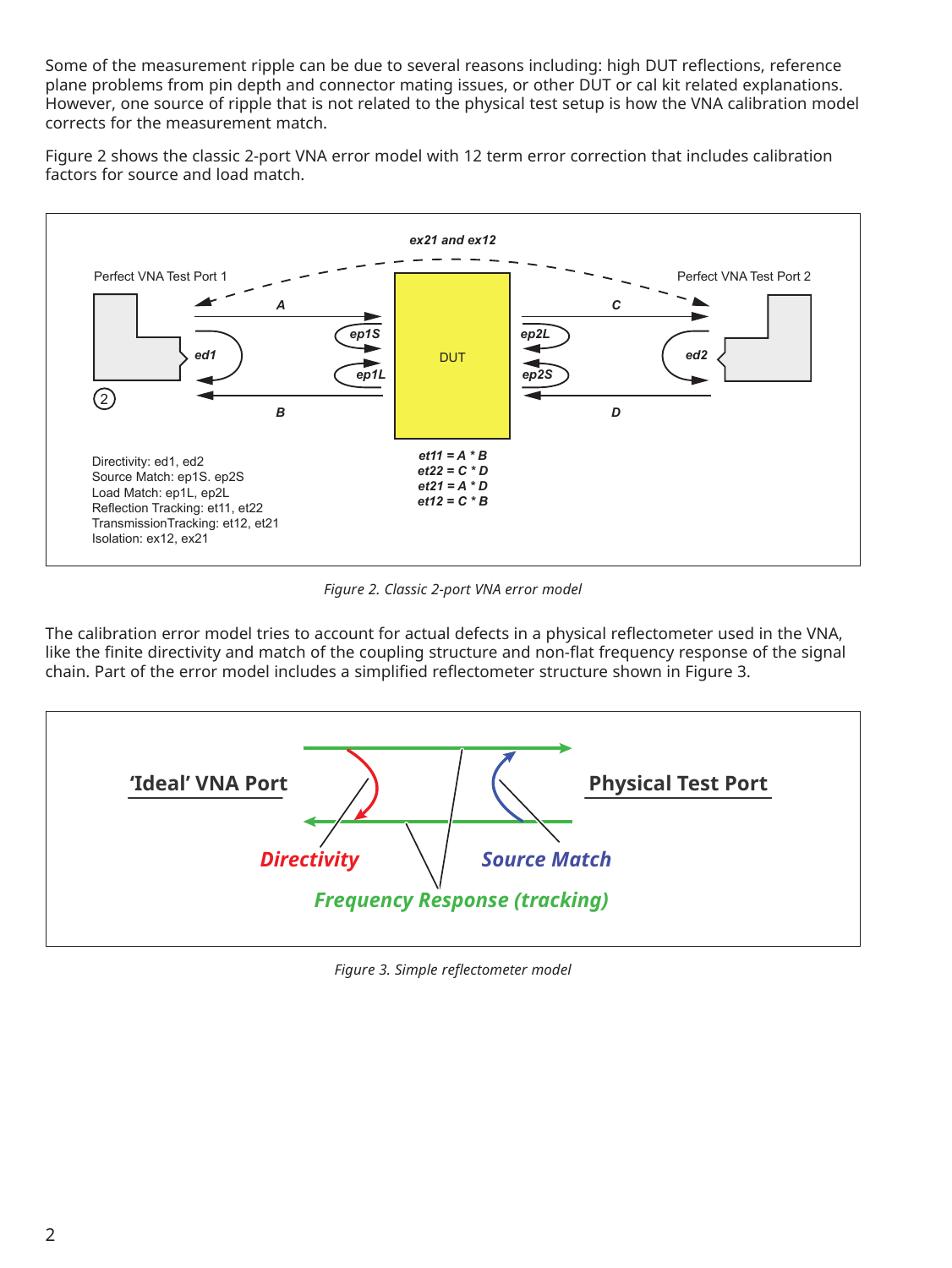Some of the measurement ripple can be due to several reasons including: high DUT reflections, reference plane problems from pin depth and connector mating issues, or other DUT or cal kit related explanations. However, one source of ripple that is not related to the physical test setup is how the VNA calibration model corrects for the measurement match.

Figure 2 shows the classic 2-port VNA error model with 12 term error correction that includes calibration factors for source and load match.

ex21 and ex12

Perfect VNA Test Port 1

Perfect VNA Test Port 2

A, B, C, D, ed1, ed2, ep1S, ep1L, ep2L, ep2S, DUT

et11 = A * B
et22 = C * D
et21 = A * D
et12 = C * B

Directivity: ed1, ed2
Source Match: ep1S. ep2S
Load Match: ep1L, ep2L
Reflection Tracking: et11, et22
TransmissionTracking: et12, et21
Isolation: ex12, ex21

*Figure 2. Classic 2-port VNA error model*

The calibration error model tries to account for actual defects in a physical reflectometer used in the VNA, like the finite directivity and match of the coupling structure and non-flat frequency response of the signal chain. Part of the error model includes a simplified reflectometer structure shown in Figure 3.

'Ideal' VNA Port

Physical Test Port

Directivity

Source Match

Frequency Response (tracking)

*Figure 3. Simple reflectometer model*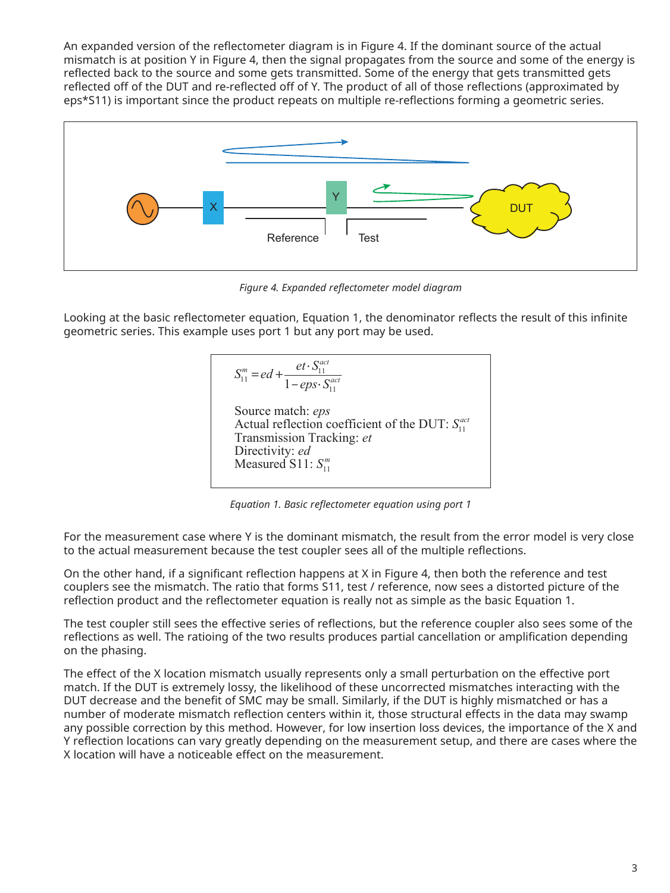An expanded version of the reflectometer diagram is in Figure 4. If the dominant source of the actual mismatch is at position Y in Figure 4, then the signal propagates from the source and some of the energy is reflected back to the source and some gets transmitted. Some of the energy that gets transmitted gets reflected off of the DUT and re-reflected off of Y. The product of all of those reflections (approximated by eps*S11) is important since the product repeats on multiple re-reflections forming a geometric series.

*Figure 4. Expanded reflectometer model diagram*

Looking at the basic reflectometer equation, Equation 1, the denominator reflects the result of this infinite geometric series. This example uses port 1 but any port may be used.

$$S_{11}^{m} = ed + \frac{et \cdot S_{11}^{act}}{1 - eps \cdot S_{11}^{act}}$$

Source match: $eps$
Actual reflection coefficient of the DUT: $S_{11}^{act}$
Transmission Tracking: $et$
Directivity: $ed$
Measured S11: $S_{11}^{m}$

*Equation 1. Basic reflectometer equation using port 1*

For the measurement case where Y is the dominant mismatch, the result from the error model is very close to the actual measurement because the test coupler sees all of the multiple reflections.

On the other hand, if a significant reflection happens at X in Figure 4, then both the reference and test couplers see the mismatch. The ratio that forms S11, test / reference, now sees a distorted picture of the reflection product and the reflectometer equation is really not as simple as the basic Equation 1.

The test coupler still sees the effective series of reflections, but the reference coupler also sees some of the reflections as well. The ratioing of the two results produces partial cancellation or amplification depending on the phasing.

The effect of the X location mismatch usually represents only a small perturbation on the effective port match. If the DUT is extremely lossy, the likelihood of these uncorrected mismatches interacting with the DUT decrease and the benefit of SMC may be small. Similarly, if the DUT is highly mismatched or has a number of moderate mismatch reflection centers within it, those structural effects in the data may swamp any possible correction by this method. However, for low insertion loss devices, the importance of the X and Y reflection locations can vary greatly depending on the measurement setup, and there are cases where the X location will have a noticeable effect on the measurement.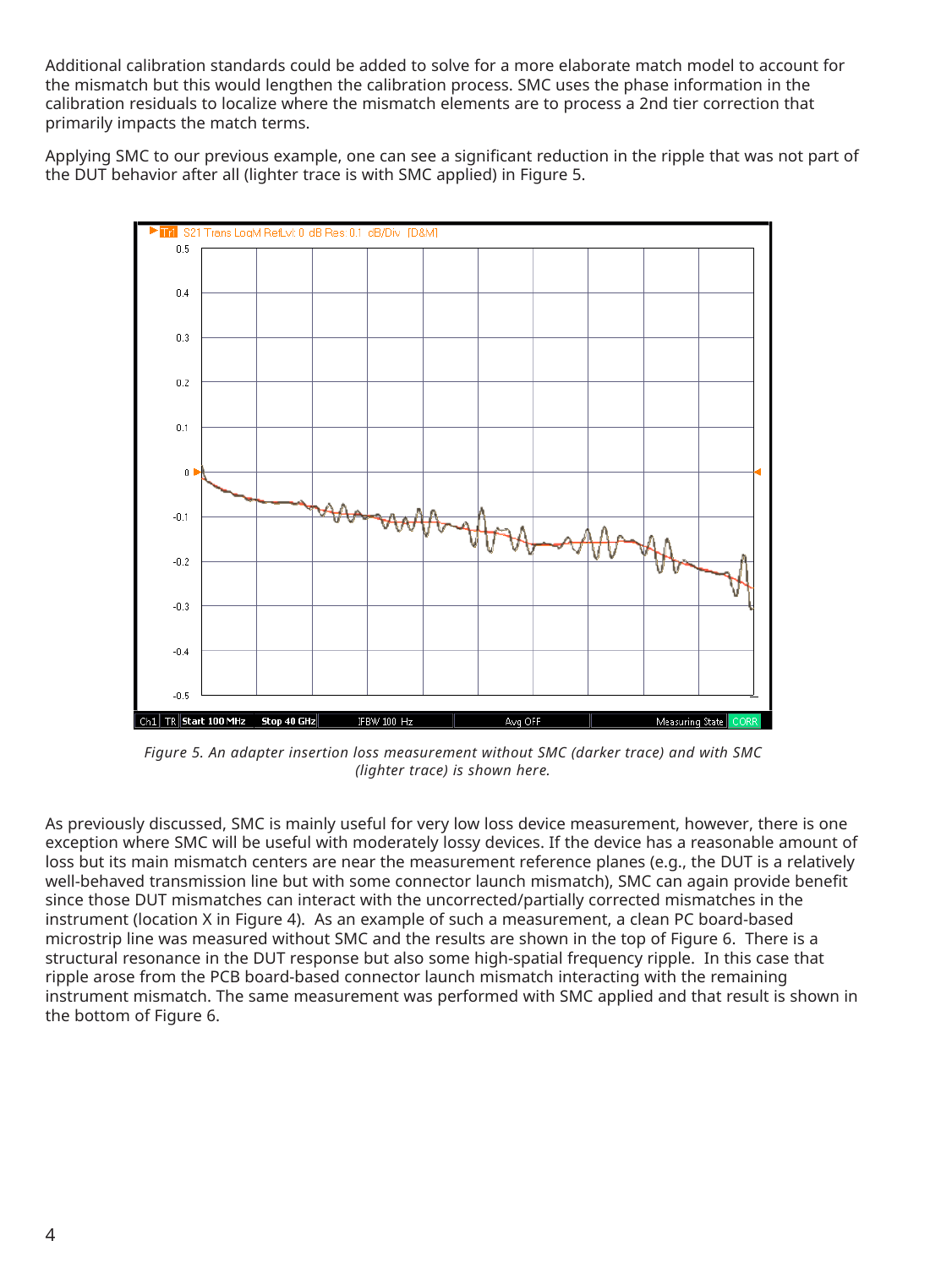Additional calibration standards could be added to solve for a more elaborate match model to account for the mismatch but this would lengthen the calibration process. SMC uses the phase information in the calibration residuals to localize where the mismatch elements are to process a 2nd tier correction that primarily impacts the match terms.

Applying SMC to our previous example, one can see a significant reduction in the ripple that was not part of the DUT behavior after all (lighter trace is with SMC applied) in Figure 5.

*Figure 5. An adapter insertion loss measurement without SMC (darker trace) and with SMC (lighter trace) is shown here.*

As previously discussed, SMC is mainly useful for very low loss device measurement, however, there is one exception where SMC will be useful with moderately lossy devices. If the device has a reasonable amount of loss but its main mismatch centers are near the measurement reference planes (e.g., the DUT is a relatively well-behaved transmission line but with some connector launch mismatch), SMC can again provide benefit since those DUT mismatches can interact with the uncorrected/partially corrected mismatches in the instrument (location X in Figure 4). As an example of such a measurement, a clean PC board-based microstrip line was measured without SMC and the results are shown in the top of Figure 6. There is a structural resonance in the DUT response but also some high-spatial frequency ripple. In this case that ripple arose from the PCB board-based connector launch mismatch interacting with the remaining instrument mismatch. The same measurement was performed with SMC applied and that result is shown in the bottom of Figure 6.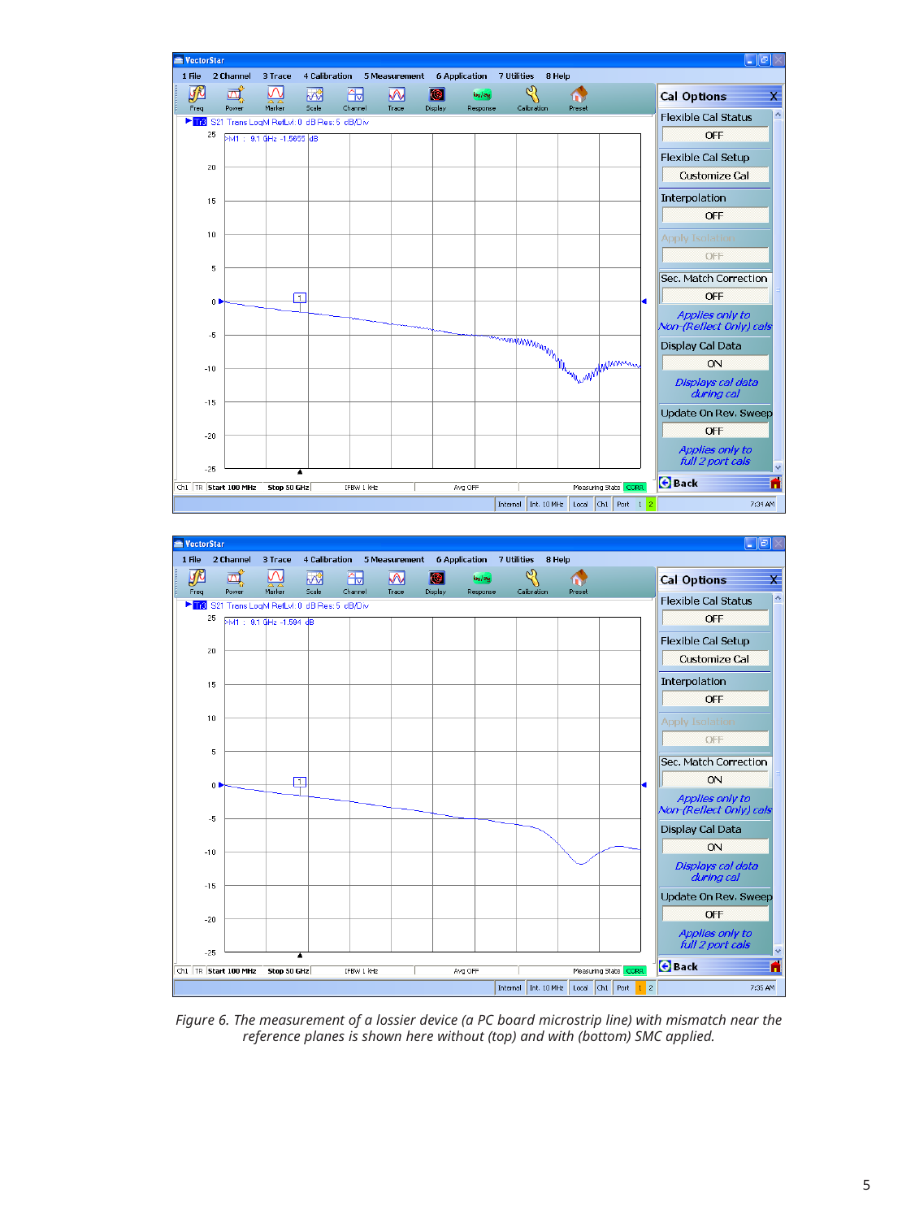*Figure 6. The measurement of a lossier device (a PC board microstrip line) with mismatch near the reference planes is shown here without (top) and with (bottom) SMC applied.*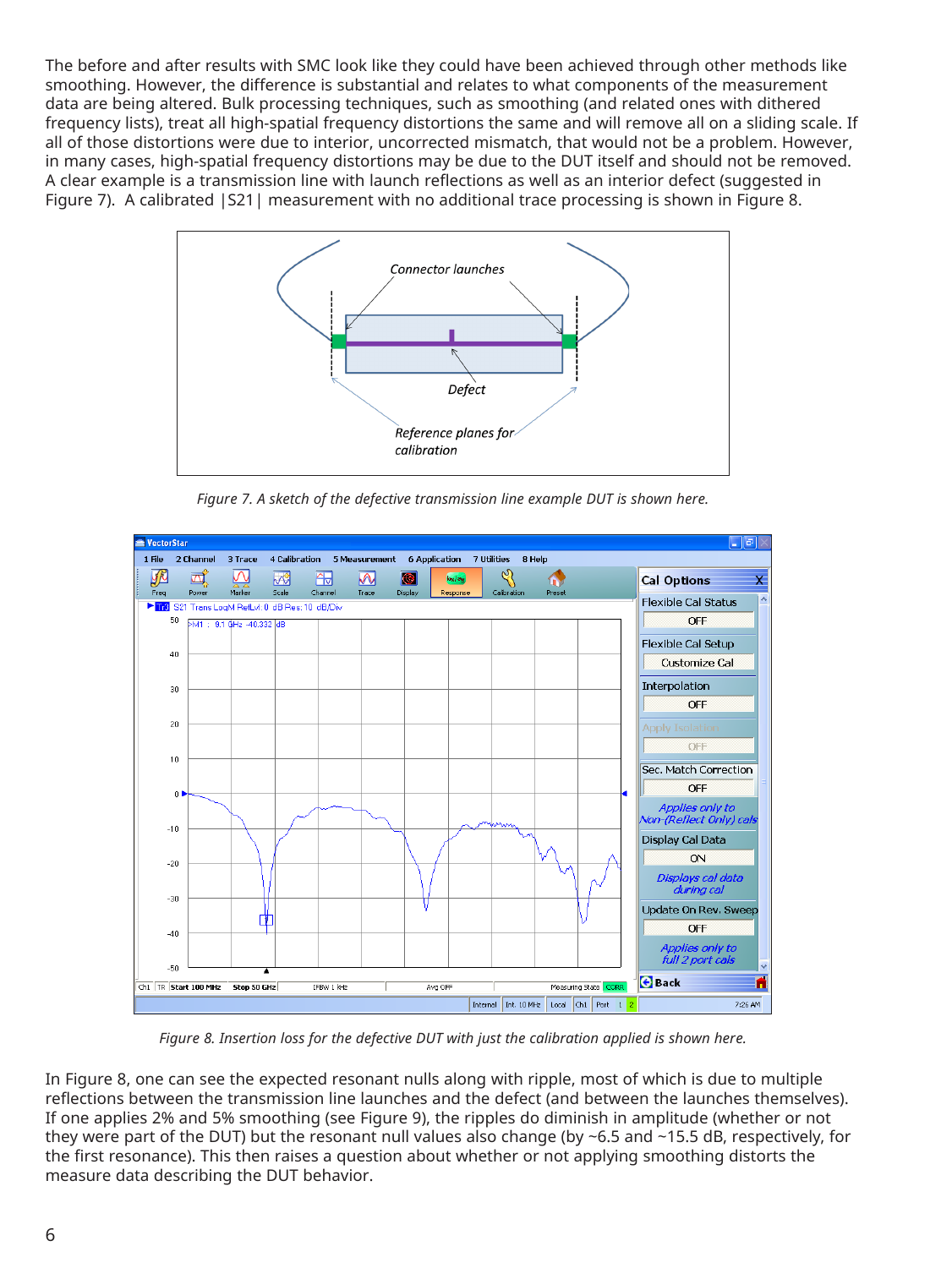The before and after results with SMC look like they could have been achieved through other methods like smoothing. However, the difference is substantial and relates to what components of the measurement data are being altered. Bulk processing techniques, such as smoothing (and related ones with dithered frequency lists), treat all high-spatial frequency distortions the same and will remove all on a sliding scale. If all of those distortions were due to interior, uncorrected mismatch, that would not be a problem. However, in many cases, high-spatial frequency distortions may be due to the DUT itself and should not be removed. A clear example is a transmission line with launch reflections as well as an interior defect (suggested in Figure 7). A calibrated |S21| measurement with no additional trace processing is shown in Figure 8.

*Figure 7. A sketch of the defective transmission line example DUT is shown here.*

*Figure 8. Insertion loss for the defective DUT with just the calibration applied is shown here.*

In Figure 8, one can see the expected resonant nulls along with ripple, most of which is due to multiple reflections between the transmission line launches and the defect (and between the launches themselves). If one applies 2% and 5% smoothing (see Figure 9), the ripples do diminish in amplitude (whether or not they were part of the DUT) but the resonant null values also change (by ~6.5 and ~15.5 dB, respectively, for the first resonance). This then raises a question about whether or not applying smoothing distorts the measure data describing the DUT behavior.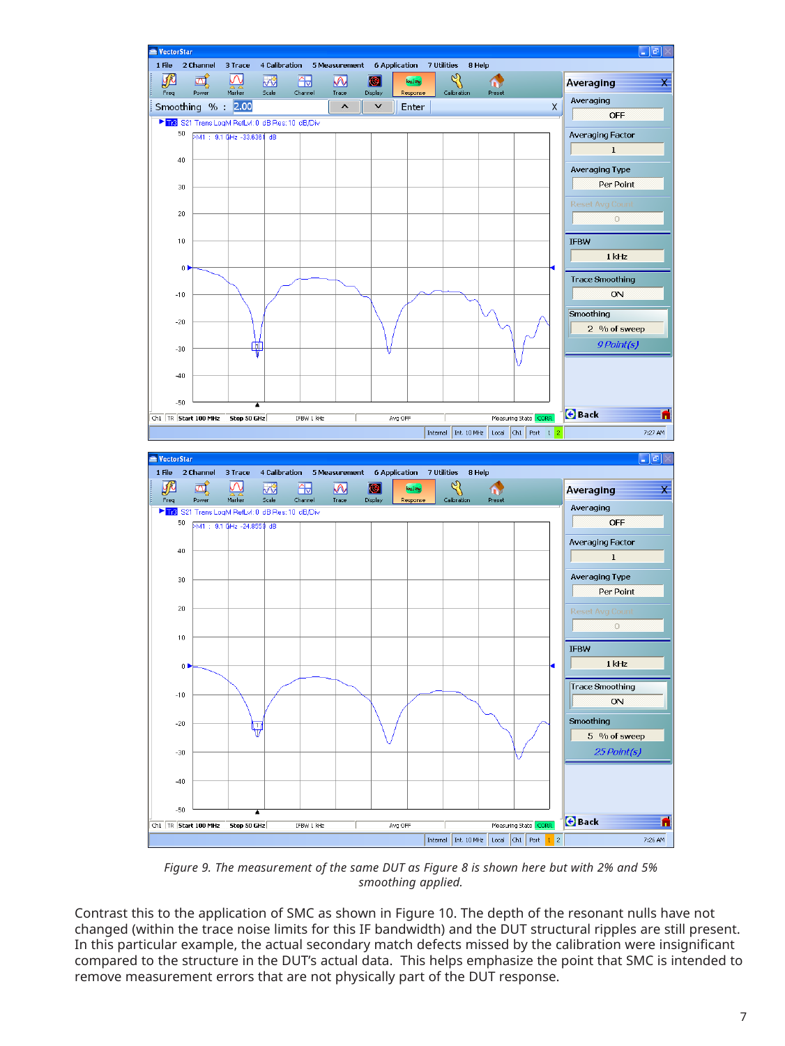*Figure 9. The measurement of the same DUT as Figure 8 is shown here but with 2% and 5% smoothing applied.*

Contrast this to the application of SMC as shown in Figure 10. The depth of the resonant nulls have not changed (within the trace noise limits for this IF bandwidth) and the DUT structural ripples are still present. In this particular example, the actual secondary match defects missed by the calibration were insignificant compared to the structure in the DUT's actual data. This helps emphasize the point that SMC is intended to remove measurement errors that are not physically part of the DUT response.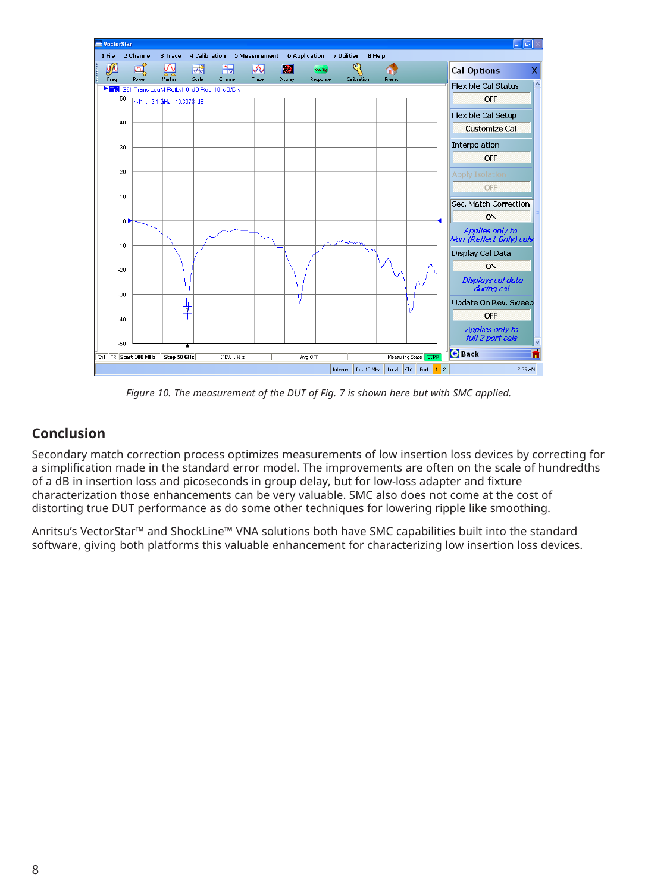*Figure 10. The measurement of the DUT of Fig. 7 is shown here but with SMC applied.*

## Conclusion

Secondary match correction process optimizes measurements of low insertion loss devices by correcting for a simplification made in the standard error model. The improvements are often on the scale of hundredths of a dB in insertion loss and picoseconds in group delay, but for low-loss adapter and fixture characterization those enhancements can be very valuable. SMC also does not come at the cost of distorting true DUT performance as do some other techniques for lowering ripple like smoothing.

Anritsu's VectorStar™ and ShockLine™ VNA solutions both have SMC capabilities built into the standard software, giving both platforms this valuable enhancement for characterizing low insertion loss devices.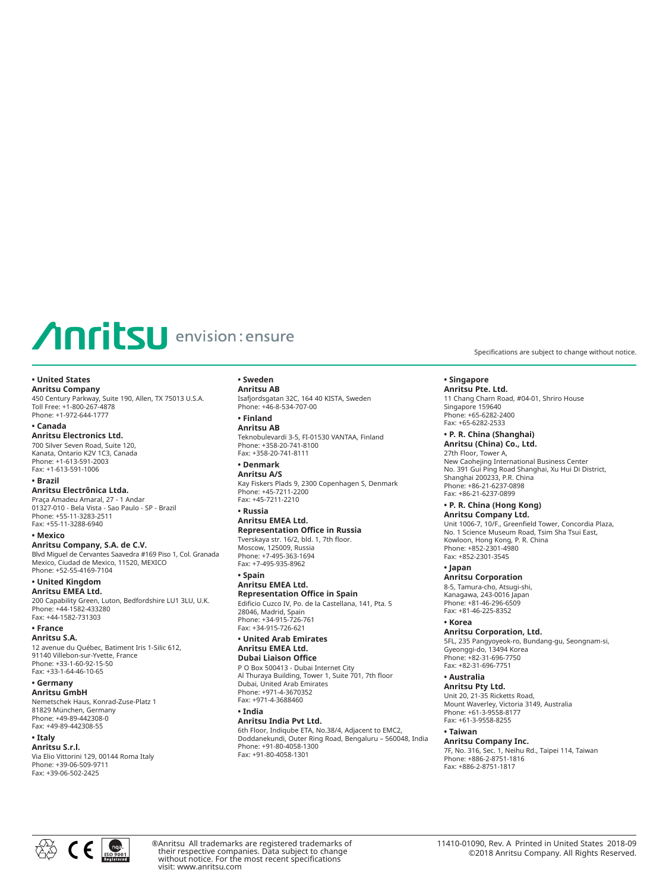Anritsu envision : ensure

Specifications are subject to change without notice.

**• United States**
**Anritsu Company**
450 Century Parkway, Suite 190, Allen, TX 75013 U.S.A.
Toll Free: +1-800-267-4878
Phone: +1-972-644-1777

**• Canada**
**Anritsu Electronics Ltd.**
700 Silver Seven Road, Suite 120,
Kanata, Ontario K2V 1C3, Canada
Phone: +1-613-591-2003
Fax: +1-613-591-1006

**• Brazil**
**Anritsu Electrônica Ltda.**
Praça Amadeu Amaral, 27 - 1 Andar
01327-010 - Bela Vista - Sao Paulo - SP - Brazil
Phone: +55-11-3283-2511
Fax: +55-11-3288-6940

**• Mexico**
**Anritsu Company, S.A. de C.V.**
Blvd Miguel de Cervantes Saavedra #169 Piso 1, Col. Granada
Mexico, Ciudad de Mexico, 11520, MEXICO
Phone: +52-55-4169-7104

**• United Kingdom**
**Anritsu EMEA Ltd.**
200 Capability Green, Luton, Bedfordshire LU1 3LU, U.K.
Phone: +44-1582-433280
Fax: +44-1582-731303

**• France**
**Anritsu S.A.**
12 avenue du Québec, Batiment Iris 1-Silic 612,
91140 Villebon-sur-Yvette, France
Phone: +33-1-60-92-15-50
Fax: +33-1-64-46-10-65

**• Germany**
**Anritsu GmbH**
Nemetschek Haus, Konrad-Zuse-Platz 1
81829 München, Germany
Phone: +49-89-442308-0
Fax: +49-89-442308-55

**• Italy**
**Anritsu S.r.l.**
Via Elio Vittorini 129, 00144 Roma Italy
Phone: +39-06-509-9711
Fax: +39-06-502-2425

**• Sweden**
**Anritsu AB**
Isafjordsgatan 32C, 164 40 KISTA, Sweden
Phone: +46-8-534-707-00

**• Finland**
**Anritsu AB**
Teknobulevardi 3-5, FI-01530 VANTAA, Finland
Phone: +358-20-741-8100
Fax: +358-20-741-8111

**• Denmark**
**Anritsu A/S**
Kay Fiskers Plads 9, 2300 Copenhagen S, Denmark
Phone: +45-7211-2200
Fax: +45-7211-2210

**• Russia**
**Anritsu EMEA Ltd.**
**Representation Office in Russia**
Tverskaya str. 16/2, bld. 1, 7th floor.
Moscow, 125009, Russia
Phone: +7-495-363-1694
Fax: +7-495-935-8962

**• Spain**
**Anritsu EMEA Ltd.**
**Representation Office in Spain**
Edificio Cuzco IV, Po. de la Castellana, 141, Pta. 5
28046, Madrid, Spain
Phone: +34-915-726-761
Fax: +34-915-726-621

**• United Arab Emirates**
**Anritsu EMEA Ltd.**
**Dubai Liaison Office**
P O Box 500413 - Dubai Internet City
Al Thuraya Building, Tower 1, Suite 701, 7th floor
Dubai, United Arab Emirates
Phone: +971-4-3670352
Fax: +971-4-3688460

**• India**
**Anritsu India Pvt Ltd.**
6th Floor, Indiqube ETA, No.38/4, Adjacent to EMC2,
Doddanekundi, Outer Ring Road, Bengaluru – 560048, India
Phone: +91-80-4058-1300
Fax: +91-80-4058-1301

**• Singapore**
**Anritsu Pte. Ltd.**
11 Chang Charn Road, #04-01, Shriro House
Singapore 159640
Phone: +65-6282-2400
Fax: +65-6282-2533

**• P. R. China (Shanghai)**
**Anritsu (China) Co., Ltd.**
27th Floor, Tower A,
New Caohejing International Business Center
No. 391 Gui Ping Road Shanghai, Xu Hui Di District,
Shanghai 200233, P.R. China
Phone: +86-21-6237-0898
Fax: +86-21-6237-0899

**• P. R. China (Hong Kong)**
**Anritsu Company Ltd.**
Unit 1006-7, 10/F., Greenfield Tower, Concordia Plaza,
No. 1 Science Museum Road, Tsim Sha Tsui East,
Kowloon, Hong Kong, P. R. China
Phone: +852-2301-4980
Fax: +852-2301-3545

**• Japan**
**Anritsu Corporation**
8-5, Tamura-cho, Atsugi-shi,
Kanagawa, 243-0016 Japan
Phone: +81-46-296-6509
Fax: +81-46-225-8352

**• Korea**
**Anritsu Corporation, Ltd.**
5FL, 235 Pangyoyeok-ro, Bundang-gu, Seongnam-si,
Gyeonggi-do, 13494 Korea
Phone: +82-31-696-7750
Fax: +82-31-696-7751

**• Australia**
**Anritsu Pty Ltd.**
Unit 20, 21-35 Ricketts Road,
Mount Waverley, Victoria 3149, Australia
Phone: +61-3-9558-8177
Fax: +61-3-9558-8255

**• Taiwan**
**Anritsu Company Inc.**
7F, No. 316, Sec. 1, Neihu Rd., Taipei 114, Taiwan
Phone: +886-2-8751-1816
Fax: +886-2-8751-1817

®Anritsu All trademarks are registered trademarks of their respective companies. Data subject to change without notice. For the most recent specifications visit: www.anritsu.com

11410-01090, Rev. A Printed in United States 2018-09
©2018 Anritsu Company. All Rights Reserved.